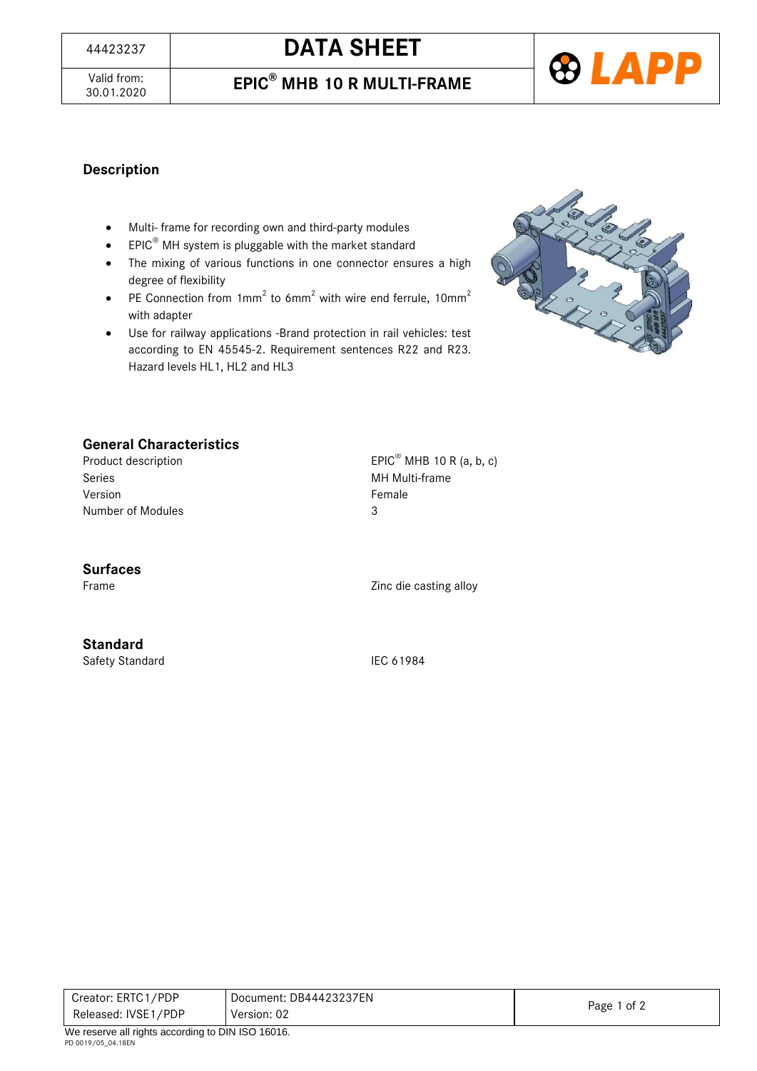| 44423237 | DATA SHEET |
| --- | --- |
| Valid from: 30.01.2020 | EPIC® MHB 10 R MULTI-FRAME |

## Description

- Multi- frame for recording own and third-party modules
- EPIC® MH system is pluggable with the market standard
- The mixing of various functions in one connector ensures a high degree of flexibility
- PE Connection from 1mm² to 6mm² with wire end ferrule, 10mm² with adapter
- Use for railway applications -Brand protection in rail vehicles: test according to EN 45545-2. Requirement sentences R22 and R23. Hazard levels HL1, HL2 and HL3

## General Characteristics

| | |
| --- | --- |
| Product description | EPIC® MHB 10 R (a, b, c) |
| Series | MH Multi-frame |
| Version | Female |
| Number of Modules | 3 |

## Surfaces

| | |
| --- | --- |
| Frame | Zinc die casting alloy |

## Standard

| | |
| --- | --- |
| Safety Standard | IEC 61984 |

| Creator: ERTC1/PDP | Document: DB44423237EN |
| --- | --- |
| Released: IVSE1/PDP | Version: 02 |

We reserve all rights according to DIN ISO 16016.

PD 0019/05_04.18EN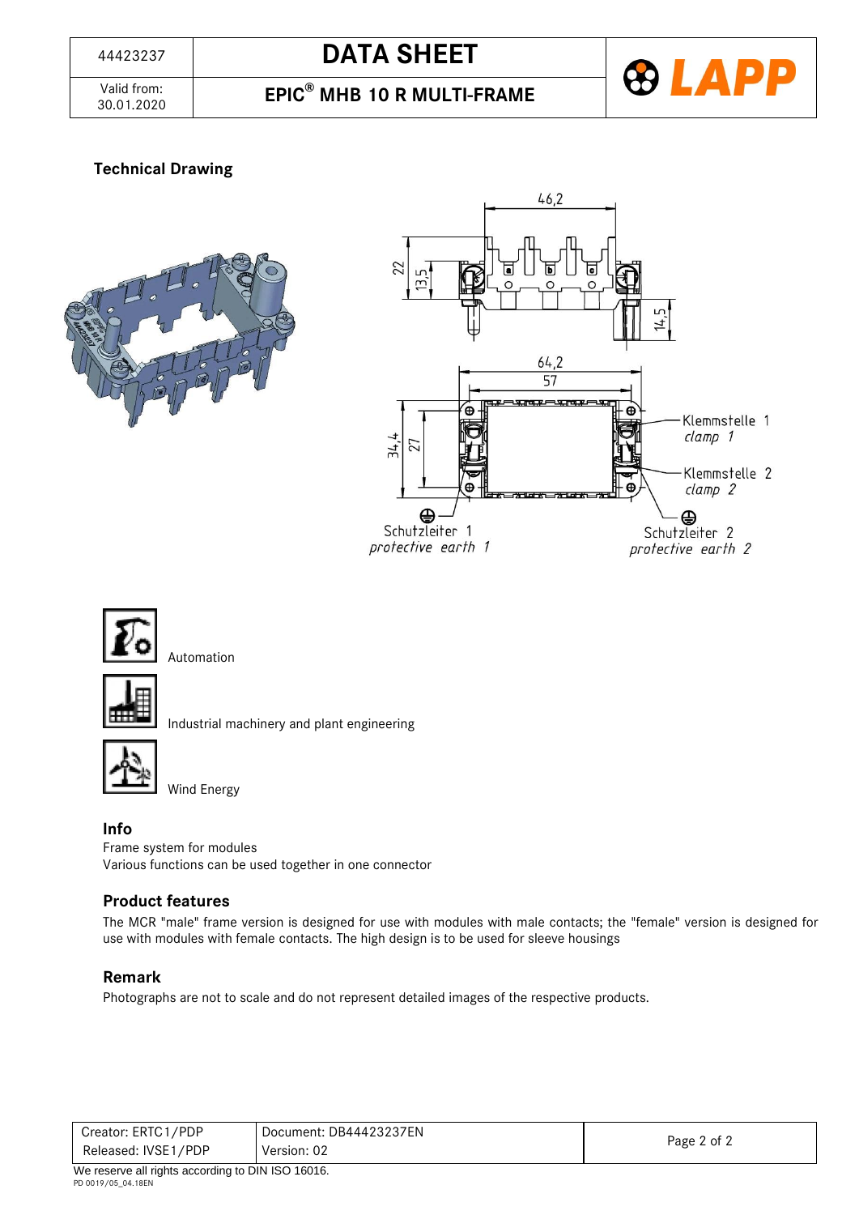## Technical Drawing

46,2

22

13,5

14,5

64,2

57

34,4

27

Klemmstelle 1
*clamp 1*

Klemmstelle 2
*clamp 2*

Schutzleiter 1
*protective earth 1*

Schutzleiter 2
*protective earth 2*

Automation

Industrial machinery and plant engineering

Wind Energy

## Info

Frame system for modules
Various functions can be used together in one connector

## Product features

The MCR "male" frame version is designed for use with modules with male contacts; the "female" version is designed for use with modules with female contacts. The high design is to be used for sleeve housings

## Remark

Photographs are not to scale and do not represent detailed images of the respective products.